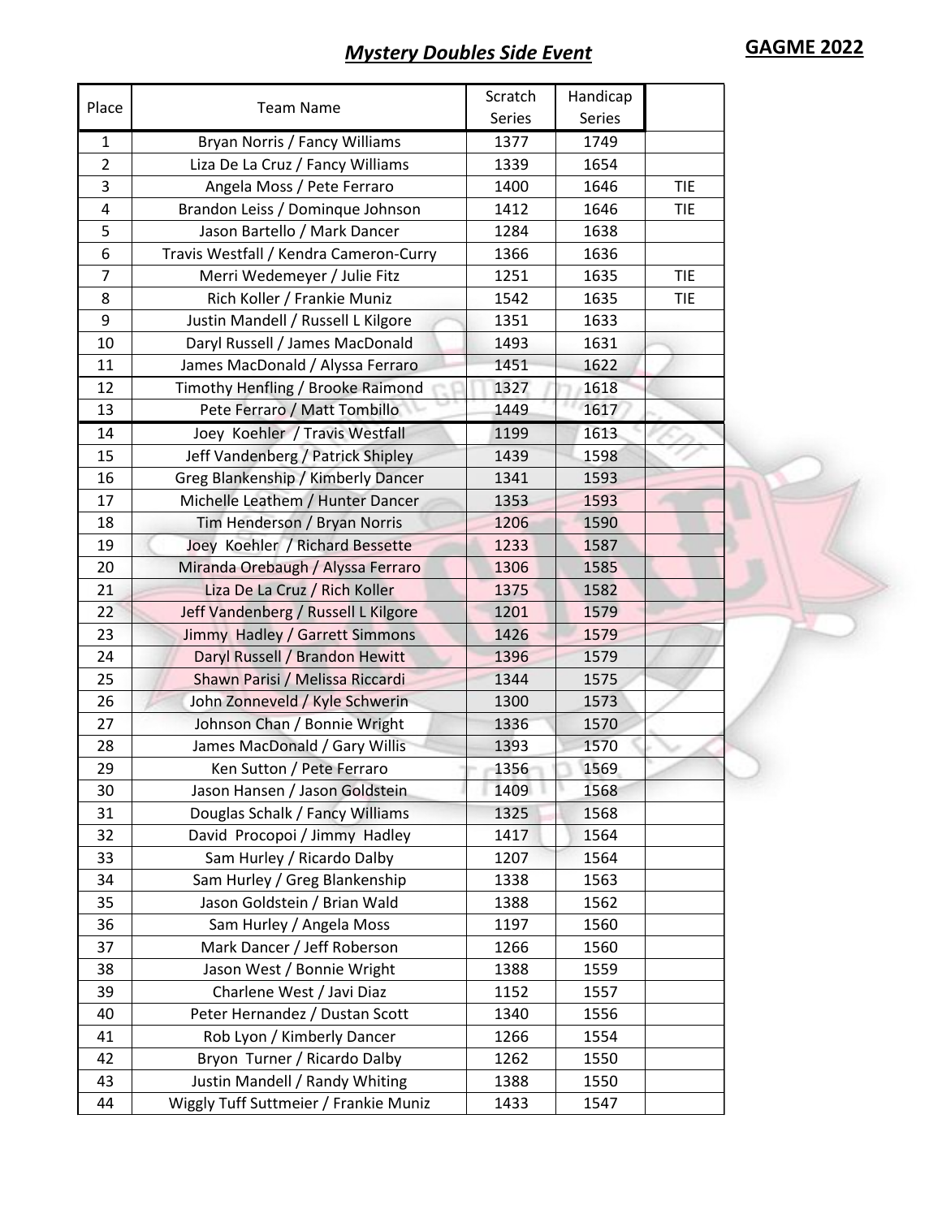## *Mystery Doubles Side Event*

**GAGME 2022**

| Place | Team Name | Scratch Series | Handicap Series | |
|---|---|---|---|---|
| 1 | Bryan Norris / Fancy Williams | 1377 | 1749 | |
| 2 | Liza De La Cruz / Fancy Williams | 1339 | 1654 | |
| 3 | Angela Moss / Pete Ferraro | 1400 | 1646 | TIE |
| 4 | Brandon Leiss / Dominque Johnson | 1412 | 1646 | TIE |
| 5 | Jason Bartello / Mark Dancer | 1284 | 1638 | |
| 6 | Travis Westfall / Kendra Cameron-Curry | 1366 | 1636 | |
| 7 | Merri Wedemeyer / Julie Fitz | 1251 | 1635 | TIE |
| 8 | Rich Koller / Frankie Muniz | 1542 | 1635 | TIE |
| 9 | Justin Mandell / Russell L Kilgore | 1351 | 1633 | |
| 10 | Daryl Russell / James MacDonald | 1493 | 1631 | |
| 11 | James MacDonald / Alyssa Ferraro | 1451 | 1622 | |
| 12 | Timothy Henfling / Brooke Raimond | 1327 | 1618 | |
| 13 | Pete Ferraro / Matt Tombillo | 1449 | 1617 | |
| 14 | Joey Koehler / Travis Westfall | 1199 | 1613 | |
| 15 | Jeff Vandenberg / Patrick Shipley | 1439 | 1598 | |
| 16 | Greg Blankenship / Kimberly Dancer | 1341 | 1593 | |
| 17 | Michelle Leathem / Hunter Dancer | 1353 | 1593 | |
| 18 | Tim Henderson / Bryan Norris | 1206 | 1590 | |
| 19 | Joey Koehler / Richard Bessette | 1233 | 1587 | |
| 20 | Miranda Orebaugh / Alyssa Ferraro | 1306 | 1585 | |
| 21 | Liza De La Cruz / Rich Koller | 1375 | 1582 | |
| 22 | Jeff Vandenberg / Russell L Kilgore | 1201 | 1579 | |
| 23 | Jimmy Hadley / Garrett Simmons | 1426 | 1579 | |
| 24 | Daryl Russell / Brandon Hewitt | 1396 | 1579 | |
| 25 | Shawn Parisi / Melissa Riccardi | 1344 | 1575 | |
| 26 | John Zonneveld / Kyle Schwerin | 1300 | 1573 | |
| 27 | Johnson Chan / Bonnie Wright | 1336 | 1570 | |
| 28 | James MacDonald / Gary Willis | 1393 | 1570 | |
| 29 | Ken Sutton / Pete Ferraro | 1356 | 1569 | |
| 30 | Jason Hansen / Jason Goldstein | 1409 | 1568 | |
| 31 | Douglas Schalk / Fancy Williams | 1325 | 1568 | |
| 32 | David Procopoi / Jimmy Hadley | 1417 | 1564 | |
| 33 | Sam Hurley / Ricardo Dalby | 1207 | 1564 | |
| 34 | Sam Hurley / Greg Blankenship | 1338 | 1563 | |
| 35 | Jason Goldstein / Brian Wald | 1388 | 1562 | |
| 36 | Sam Hurley / Angela Moss | 1197 | 1560 | |
| 37 | Mark Dancer / Jeff Roberson | 1266 | 1560 | |
| 38 | Jason West / Bonnie Wright | 1388 | 1559 | |
| 39 | Charlene West / Javi Diaz | 1152 | 1557 | |
| 40 | Peter Hernandez / Dustan Scott | 1340 | 1556 | |
| 41 | Rob Lyon / Kimberly Dancer | 1266 | 1554 | |
| 42 | Bryon Turner / Ricardo Dalby | 1262 | 1550 | |
| 43 | Justin Mandell / Randy Whiting | 1388 | 1550 | |
| 44 | Wiggly Tuff Suttmeier / Frankie Muniz | 1433 | 1547 | |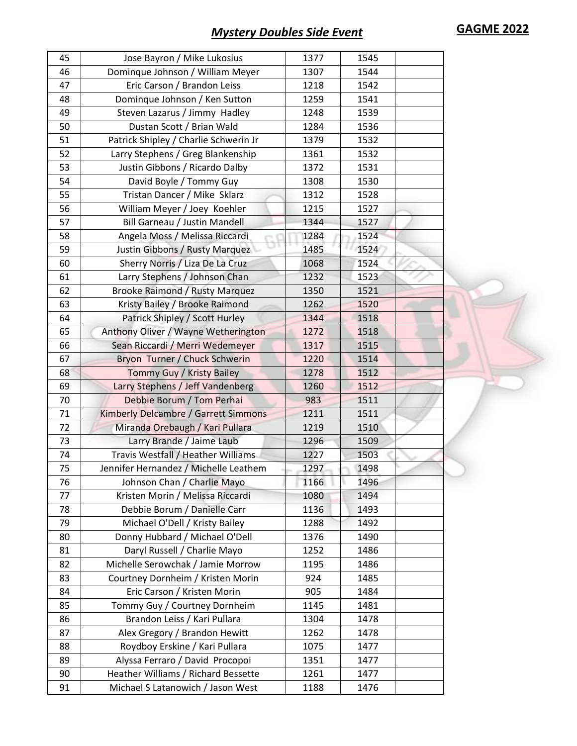## *Mystery Doubles Side Event*

**GAGME 2022**

| | | | | |
|---|---|---|---|---|
| 45 | Jose Bayron / Mike Lukosius | 1377 | 1545 | |
| 46 | Dominque Johnson / William Meyer | 1307 | 1544 | |
| 47 | Eric Carson / Brandon Leiss | 1218 | 1542 | |
| 48 | Dominque Johnson / Ken Sutton | 1259 | 1541 | |
| 49 | Steven Lazarus / Jimmy Hadley | 1248 | 1539 | |
| 50 | Dustan Scott / Brian Wald | 1284 | 1536 | |
| 51 | Patrick Shipley / Charlie Schwerin Jr | 1379 | 1532 | |
| 52 | Larry Stephens / Greg Blankenship | 1361 | 1532 | |
| 53 | Justin Gibbons / Ricardo Dalby | 1372 | 1531 | |
| 54 | David Boyle / Tommy Guy | 1308 | 1530 | |
| 55 | Tristan Dancer / Mike Sklarz | 1312 | 1528 | |
| 56 | William Meyer / Joey Koehler | 1215 | 1527 | |
| 57 | Bill Garneau / Justin Mandell | 1344 | 1527 | |
| 58 | Angela Moss / Melissa Riccardi | 1284 | 1524 | |
| 59 | Justin Gibbons / Rusty Marquez | 1485 | 1524 | |
| 60 | Sherry Norris / Liza De La Cruz | 1068 | 1524 | |
| 61 | Larry Stephens / Johnson Chan | 1232 | 1523 | |
| 62 | Brooke Raimond / Rusty Marquez | 1350 | 1521 | |
| 63 | Kristy Bailey / Brooke Raimond | 1262 | 1520 | |
| 64 | Patrick Shipley / Scott Hurley | 1344 | 1518 | |
| 65 | Anthony Oliver / Wayne Wetherington | 1272 | 1518 | |
| 66 | Sean Riccardi / Merri Wedemeyer | 1317 | 1515 | |
| 67 | Bryon Turner / Chuck Schwerin | 1220 | 1514 | |
| 68 | Tommy Guy / Kristy Bailey | 1278 | 1512 | |
| 69 | Larry Stephens / Jeff Vandenberg | 1260 | 1512 | |
| 70 | Debbie Borum / Tom Perhai | 983 | 1511 | |
| 71 | Kimberly Delcambre / Garrett Simmons | 1211 | 1511 | |
| 72 | Miranda Orebaugh / Kari Pullara | 1219 | 1510 | |
| 73 | Larry Brande / Jaime Laub | 1296 | 1509 | |
| 74 | Travis Westfall / Heather Williams | 1227 | 1503 | |
| 75 | Jennifer Hernandez / Michelle Leathem | 1297 | 1498 | |
| 76 | Johnson Chan / Charlie Mayo | 1166 | 1496 | |
| 77 | Kristen Morin / Melissa Riccardi | 1080 | 1494 | |
| 78 | Debbie Borum / Danielle Carr | 1136 | 1493 | |
| 79 | Michael O'Dell / Kristy Bailey | 1288 | 1492 | |
| 80 | Donny Hubbard / Michael O'Dell | 1376 | 1490 | |
| 81 | Daryl Russell / Charlie Mayo | 1252 | 1486 | |
| 82 | Michelle Serowchak / Jamie Morrow | 1195 | 1486 | |
| 83 | Courtney Dornheim / Kristen Morin | 924 | 1485 | |
| 84 | Eric Carson / Kristen Morin | 905 | 1484 | |
| 85 | Tommy Guy / Courtney Dornheim | 1145 | 1481 | |
| 86 | Brandon Leiss / Kari Pullara | 1304 | 1478 | |
| 87 | Alex Gregory / Brandon Hewitt | 1262 | 1478 | |
| 88 | Roydboy Erskine / Kari Pullara | 1075 | 1477 | |
| 89 | Alyssa Ferraro / David Procopoi | 1351 | 1477 | |
| 90 | Heather Williams / Richard Bessette | 1261 | 1477 | |
| 91 | Michael S Latanowich / Jason West | 1188 | 1476 | |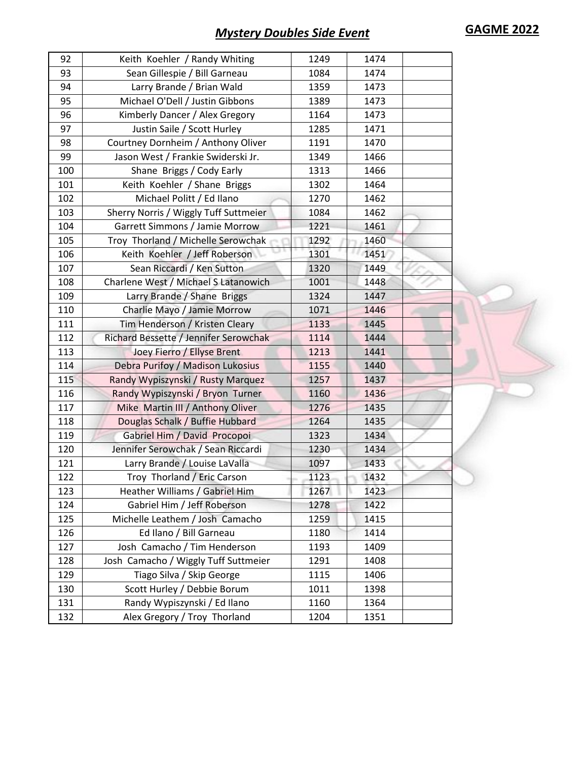## *Mystery Doubles Side Event*

**GAGME 2022**

| | | | | |
|---|---|---|---|---|
| 92 | Keith Koehler / Randy Whiting | 1249 | 1474 | |
| 93 | Sean Gillespie / Bill Garneau | 1084 | 1474 | |
| 94 | Larry Brande / Brian Wald | 1359 | 1473 | |
| 95 | Michael O'Dell / Justin Gibbons | 1389 | 1473 | |
| 96 | Kimberly Dancer / Alex Gregory | 1164 | 1473 | |
| 97 | Justin Saile / Scott Hurley | 1285 | 1471 | |
| 98 | Courtney Dornheim / Anthony Oliver | 1191 | 1470 | |
| 99 | Jason West / Frankie Swiderski Jr. | 1349 | 1466 | |
| 100 | Shane Briggs / Cody Early | 1313 | 1466 | |
| 101 | Keith Koehler / Shane Briggs | 1302 | 1464 | |
| 102 | Michael Politt / Ed Ilano | 1270 | 1462 | |
| 103 | Sherry Norris / Wiggly Tuff Suttmeier | 1084 | 1462 | |
| 104 | Garrett Simmons / Jamie Morrow | 1221 | 1461 | |
| 105 | Troy Thorland / Michelle Serowchak | 1292 | 1460 | |
| 106 | Keith Koehler / Jeff Roberson | 1301 | 1451 | |
| 107 | Sean Riccardi / Ken Sutton | 1320 | 1449 | |
| 108 | Charlene West / Michael S Latanowich | 1001 | 1448 | |
| 109 | Larry Brande / Shane Briggs | 1324 | 1447 | |
| 110 | Charlie Mayo / Jamie Morrow | 1071 | 1446 | |
| 111 | Tim Henderson / Kristen Cleary | 1133 | 1445 | |
| 112 | Richard Bessette / Jennifer Serowchak | 1114 | 1444 | |
| 113 | Joey Fierro / Ellyse Brent | 1213 | 1441 | |
| 114 | Debra Purifoy / Madison Lukosius | 1155 | 1440 | |
| 115 | Randy Wypiszynski / Rusty Marquez | 1257 | 1437 | |
| 116 | Randy Wypiszynski / Bryon Turner | 1160 | 1436 | |
| 117 | Mike Martin III / Anthony Oliver | 1276 | 1435 | |
| 118 | Douglas Schalk / Buffie Hubbard | 1264 | 1435 | |
| 119 | Gabriel Him / David Procopoi | 1323 | 1434 | |
| 120 | Jennifer Serowchak / Sean Riccardi | 1230 | 1434 | |
| 121 | Larry Brande / Louise LaValla | 1097 | 1433 | |
| 122 | Troy Thorland / Eric Carson | 1123 | 1432 | |
| 123 | Heather Williams / Gabriel Him | 1267 | 1423 | |
| 124 | Gabriel Him / Jeff Roberson | 1278 | 1422 | |
| 125 | Michelle Leathem / Josh Camacho | 1259 | 1415 | |
| 126 | Ed Ilano / Bill Garneau | 1180 | 1414 | |
| 127 | Josh Camacho / Tim Henderson | 1193 | 1409 | |
| 128 | Josh Camacho / Wiggly Tuff Suttmeier | 1291 | 1408 | |
| 129 | Tiago Silva / Skip George | 1115 | 1406 | |
| 130 | Scott Hurley / Debbie Borum | 1011 | 1398 | |
| 131 | Randy Wypiszynski / Ed Ilano | 1160 | 1364 | |
| 132 | Alex Gregory / Troy Thorland | 1204 | 1351 | |